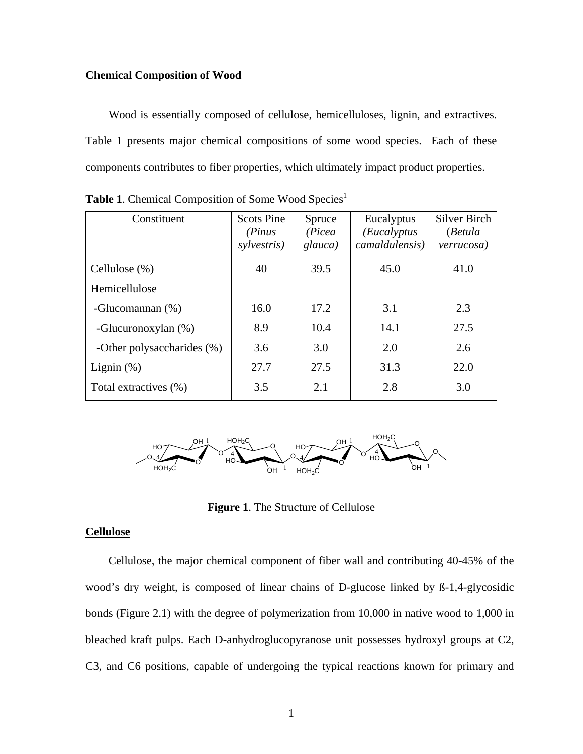**Chemical Composition of Wood**

Wood is essentially composed of cellulose, hemicelluloses, lignin, and extractives. Table 1 presents major chemical compositions of some wood species. Each of these components contributes to fiber properties, which ultimately impact product properties.

**Table 1**. Chemical Composition of Some Wood Species[1]

| Constituent | Scots Pine *(Pinus sylvestris)* | Spruce *(Picea glauca)* | Eucalyptus *(Eucalyptus camaldulensis)* | Silver Birch (*Betula verrucosa)* |
|---|---|---|---|---|
| Cellulose (%) | 40 | 39.5 | 45.0 | 41.0 |
| Hemicellulose | | | | |
| -Glucomannan (%) | 16.0 | 17.2 | 3.1 | 2.3 |
| -Glucuronoxylan (%) | 8.9 | 10.4 | 14.1 | 27.5 |
| -Other polysaccharides (%) | 3.6 | 3.0 | 2.0 | 2.6 |
| Lignin (%) | 27.7 | 27.5 | 31.3 | 22.0 |
| Total extractives (%) | 3.5 | 2.1 | 2.8 | 3.0 |

**Figure 1**. The Structure of Cellulose

**Cellulose**

Cellulose, the major chemical component of fiber wall and contributing 40-45% of the wood's dry weight, is composed of linear chains of D-glucose linked by ß-1,4-glycosidic bonds (Figure 2.1) with the degree of polymerization from 10,000 in native wood to 1,000 in bleached kraft pulps. Each D-anhydroglucopyranose unit possesses hydroxyl groups at C2, C3, and C6 positions, capable of undergoing the typical reactions known for primary and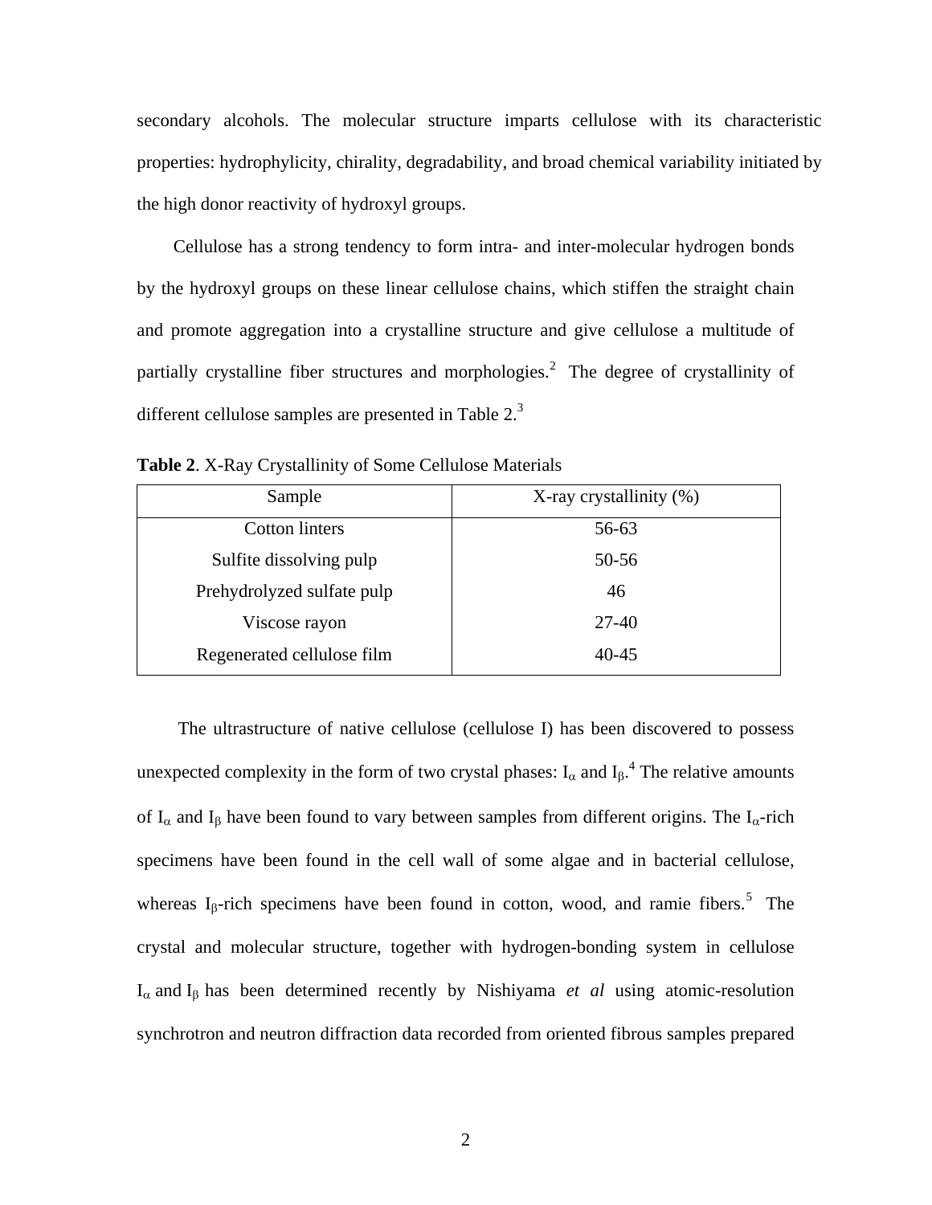secondary alcohols. The molecular structure imparts cellulose with its characteristic properties: hydrophylicity, chirality, degradability, and broad chemical variability initiated by the high donor reactivity of hydroxyl groups.

Cellulose has a strong tendency to form intra- and inter-molecular hydrogen bonds by the hydroxyl groups on these linear cellulose chains, which stiffen the straight chain and promote aggregation into a crystalline structure and give cellulose a multitude of partially crystalline fiber structures and morphologies.[2] The degree of crystallinity of different cellulose samples are presented in Table 2.[3]

**Table 2**. X-Ray Crystallinity of Some Cellulose Materials

| Sample | X-ray crystallinity (%) |
|---|---|
| Cotton linters | 56-63 |
| Sulfite dissolving pulp | 50-56 |
| Prehydrolyzed sulfate pulp | 46 |
| Viscose rayon | 27-40 |
| Regenerated cellulose film | 40-45 |

The ultrastructure of native cellulose (cellulose I) has been discovered to possess unexpected complexity in the form of two crystal phases: $I_{\alpha}$ and $I_{\beta}$.[4] The relative amounts of $I_{\alpha}$ and $I_{\beta}$ have been found to vary between samples from different origins. The $I_{\alpha}$-rich specimens have been found in the cell wall of some algae and in bacterial cellulose, whereas $I_{\beta}$-rich specimens have been found in cotton, wood, and ramie fibers.[5] The crystal and molecular structure, together with hydrogen-bonding system in cellulose $I_{\alpha}$ and $I_{\beta}$ has been determined recently by Nishiyama *et al* using atomic-resolution synchrotron and neutron diffraction data recorded from oriented fibrous samples prepared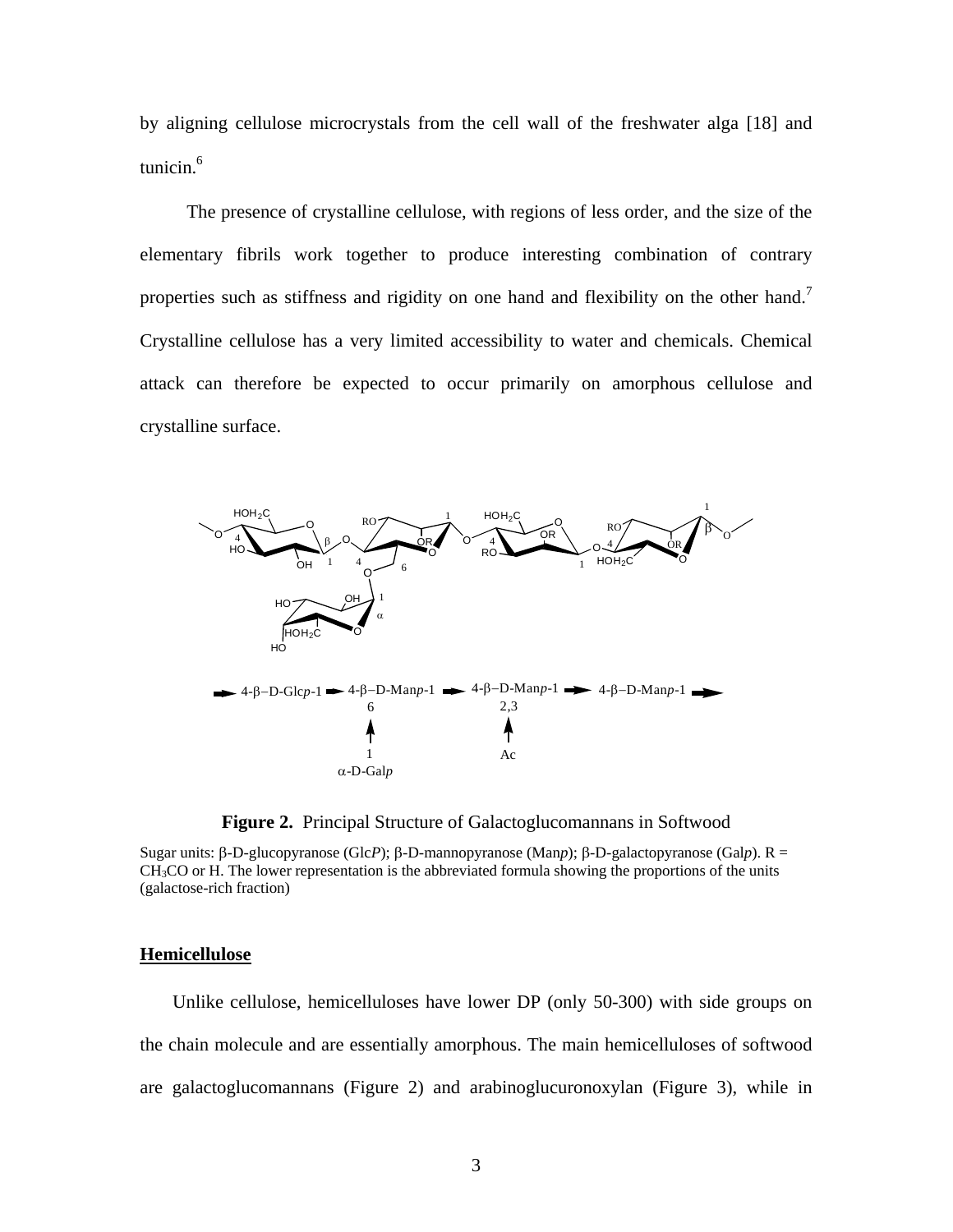by aligning cellulose microcrystals from the cell wall of the freshwater alga [18] and tunicin.[6]

The presence of crystalline cellulose, with regions of less order, and the size of the elementary fibrils work together to produce interesting combination of contrary properties such as stiffness and rigidity on one hand and flexibility on the other hand.[7] Crystalline cellulose has a very limited accessibility to water and chemicals. Chemical attack can therefore be expected to occur primarily on amorphous cellulose and crystalline surface.

→ 4-β−D-Glc*p*-1 → 4-β−D-Man*p*-1 → 4-β−D-Man*p*-1 → 4-β−D-Man*p*-1 →

(6 ← 1 α-D-Gal*p*; 2,3 ← Ac)

**Figure 2.** Principal Structure of Galactoglucomannans in Softwood

Sugar units: β-D-glucopyranose (Glc*P*); β-D-mannopyranose (Man*p*); β-D-galactopyranose (Gal*p*). R = $CH_3CO$ or H. The lower representation is the abbreviated formula showing the proportions of the units (galactose-rich fraction)

## Hemicellulose

Unlike cellulose, hemicelluloses have lower DP (only 50-300) with side groups on the chain molecule and are essentially amorphous. The main hemicelluloses of softwood are galactoglucomannans (Figure 2) and arabinoglucuronoxylan (Figure 3), while in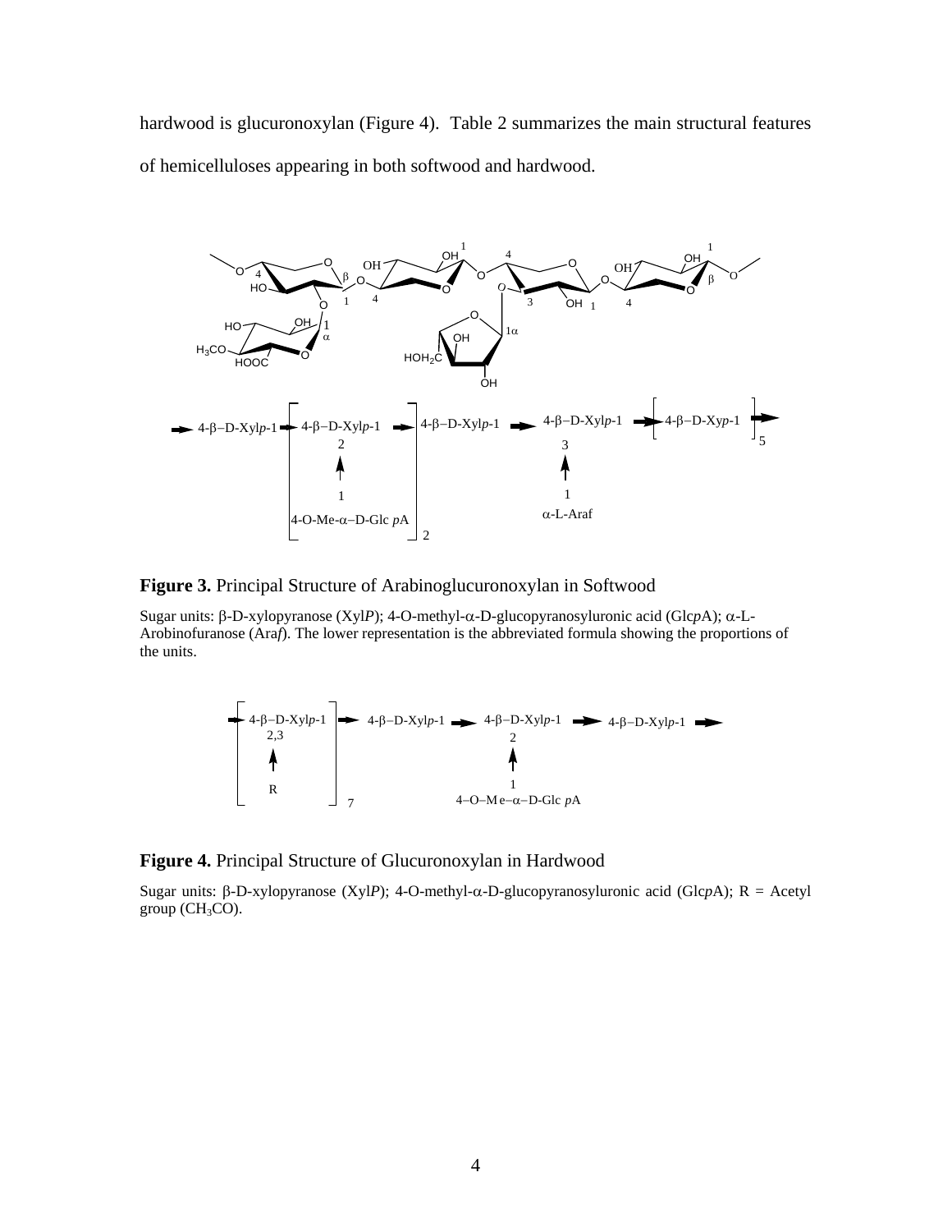hardwood is glucuronoxylan (Figure 4). Table 2 summarizes the main structural features of hemicelluloses appearing in both softwood and hardwood.

**Figure 3.** Principal Structure of Arabinoglucuronoxylan in Softwood

Sugar units: β-D-xylopyranose (Xyl*P*); 4-O-methyl-α-D-glucopyranosyluronic acid (Glc*p*A); α-L-Arobinofuranose (Ara*f*). The lower representation is the abbreviated formula showing the proportions of the units.

**Figure 4.** Principal Structure of Glucuronoxylan in Hardwood

Sugar units: β-D-xylopyranose (Xyl*P*); 4-O-methyl-α-D-glucopyranosyluronic acid (Glc*p*A); R = Acetyl group ($CH_3CO$).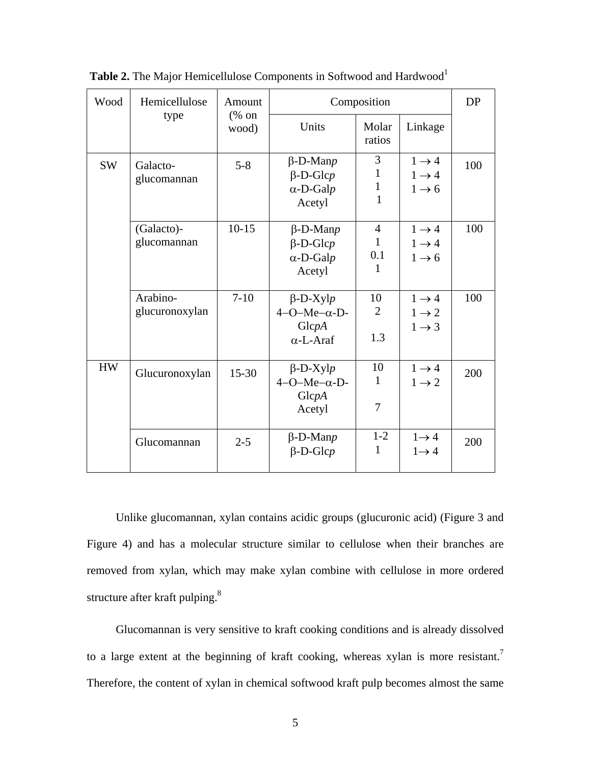**Table 2.** The Major Hemicellulose Components in Softwood and Hardwood[1]

| Wood | Hemicellulose type | Amount (% on wood) | Composition | | | DP |
|---|---|---|---|---|---|---|
| | | | Units | Molar ratios | Linkage | |
| SW | Galacto-glucomannan | 5-8 | β-D-Man*p*<br>β-D-Glc*p*<br>α-D-Gal*p*<br>Acetyl | 3<br>1<br>1<br>1 | 1 → 4<br>1 → 4<br>1 → 6 | 100 |
| | (Galacto)-glucomannan | 10-15 | β-D-Man*p*<br>β-D-Glc*p*<br>α-D-Gal*p*<br>Acetyl | 4<br>1<br>0.1<br>1 | 1 → 4<br>1 → 4<br>1 → 6 | 100 |
| | Arabino-glucuronoxylan | 7-10 | β-D-Xyl*p*<br>4–O–Me–α-D-Glc*pA*<br>α-L-Araf | 10<br>2<br>1.3 | 1 → 4<br>1 → 2<br>1 → 3 | 100 |
| HW | Glucuronoxylan | 15-30 | β-D-Xyl*p*<br>4–O–Me–α-D-Glc*pA*<br>Acetyl | 10<br>1<br>7 | 1 → 4<br>1 → 2 | 200 |
| | Glucomannan | 2-5 | β-D-Man*p*<br>β-D-Glc*p* | 1-2<br>1 | 1→ 4<br>1→ 4 | 200 |

Unlike glucomannan, xylan contains acidic groups (glucuronic acid) (Figure 3 and Figure 4) and has a molecular structure similar to cellulose when their branches are removed from xylan, which may make xylan combine with cellulose in more ordered structure after kraft pulping.[8]

Glucomannan is very sensitive to kraft cooking conditions and is already dissolved to a large extent at the beginning of kraft cooking, whereas xylan is more resistant.[7] Therefore, the content of xylan in chemical softwood kraft pulp becomes almost the same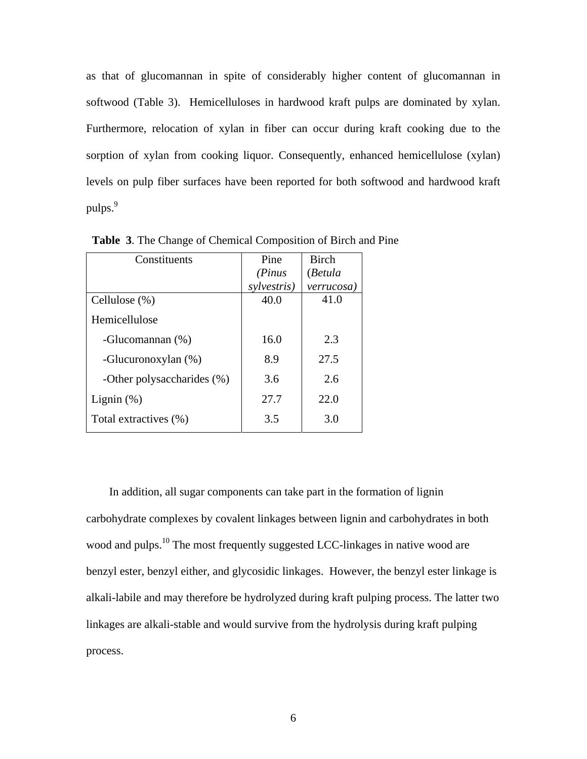as that of glucomannan in spite of considerably higher content of glucomannan in softwood (Table 3). Hemicelluloses in hardwood kraft pulps are dominated by xylan. Furthermore, relocation of xylan in fiber can occur during kraft cooking due to the sorption of xylan from cooking liquor. Consequently, enhanced hemicellulose (xylan) levels on pulp fiber surfaces have been reported for both softwood and hardwood kraft pulps.[9]

**Table 3**. The Change of Chemical Composition of Birch and Pine

| Constituents | Pine *(Pinus sylvestris)* | Birch (*Betula verrucosa)* |
|---|---|---|
| Cellulose (%) | 40.0 | 41.0 |
| Hemicellulose | | |
| -Glucomannan (%) | 16.0 | 2.3 |
| -Glucuronoxylan (%) | 8.9 | 27.5 |
| -Other polysaccharides (%) | 3.6 | 2.6 |
| Lignin (%) | 27.7 | 22.0 |
| Total extractives (%) | 3.5 | 3.0 |

In addition, all sugar components can take part in the formation of lignin carbohydrate complexes by covalent linkages between lignin and carbohydrates in both wood and pulps.[10] The most frequently suggested LCC-linkages in native wood are benzyl ester, benzyl either, and glycosidic linkages. However, the benzyl ester linkage is alkali-labile and may therefore be hydrolyzed during kraft pulping process. The latter two linkages are alkali-stable and would survive from the hydrolysis during kraft pulping process.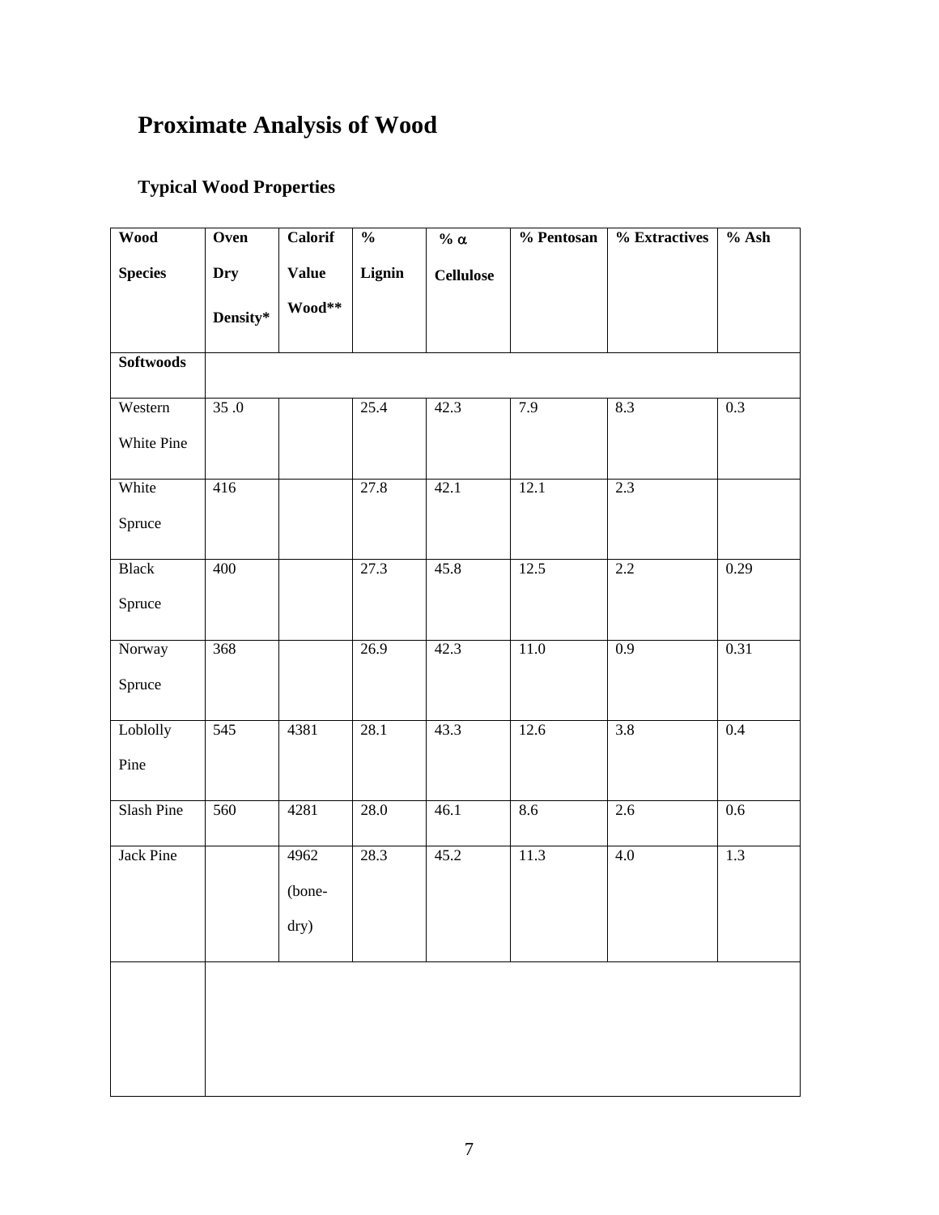# Proximate Analysis of Wood

## Typical Wood Properties

| Wood Species | Oven Dry Density* | Calorif Value Wood** | % Lignin | % α Cellulose | % Pentosan | % Extractives | % Ash |
|---|---|---|---|---|---|---|---|
| **Softwoods** | | | | | | | |
| Western White Pine | 35 .0 | | 25.4 | 42.3 | 7.9 | 8.3 | 0.3 |
| White Spruce | 416 | | 27.8 | 42.1 | 12.1 | 2.3 | |
| Black Spruce | 400 | | 27.3 | 45.8 | 12.5 | 2.2 | 0.29 |
| Norway Spruce | 368 | | 26.9 | 42.3 | 11.0 | 0.9 | 0.31 |
| Loblolly Pine | 545 | 4381 | 28.1 | 43.3 | 12.6 | 3.8 | 0.4 |
| Slash Pine | 560 | 4281 | 28.0 | 46.1 | 8.6 | 2.6 | 0.6 |
| Jack Pine | | 4962 (bone-dry) | 28.3 | 45.2 | 11.3 | 4.0 | 1.3 |
| | | | | | | | |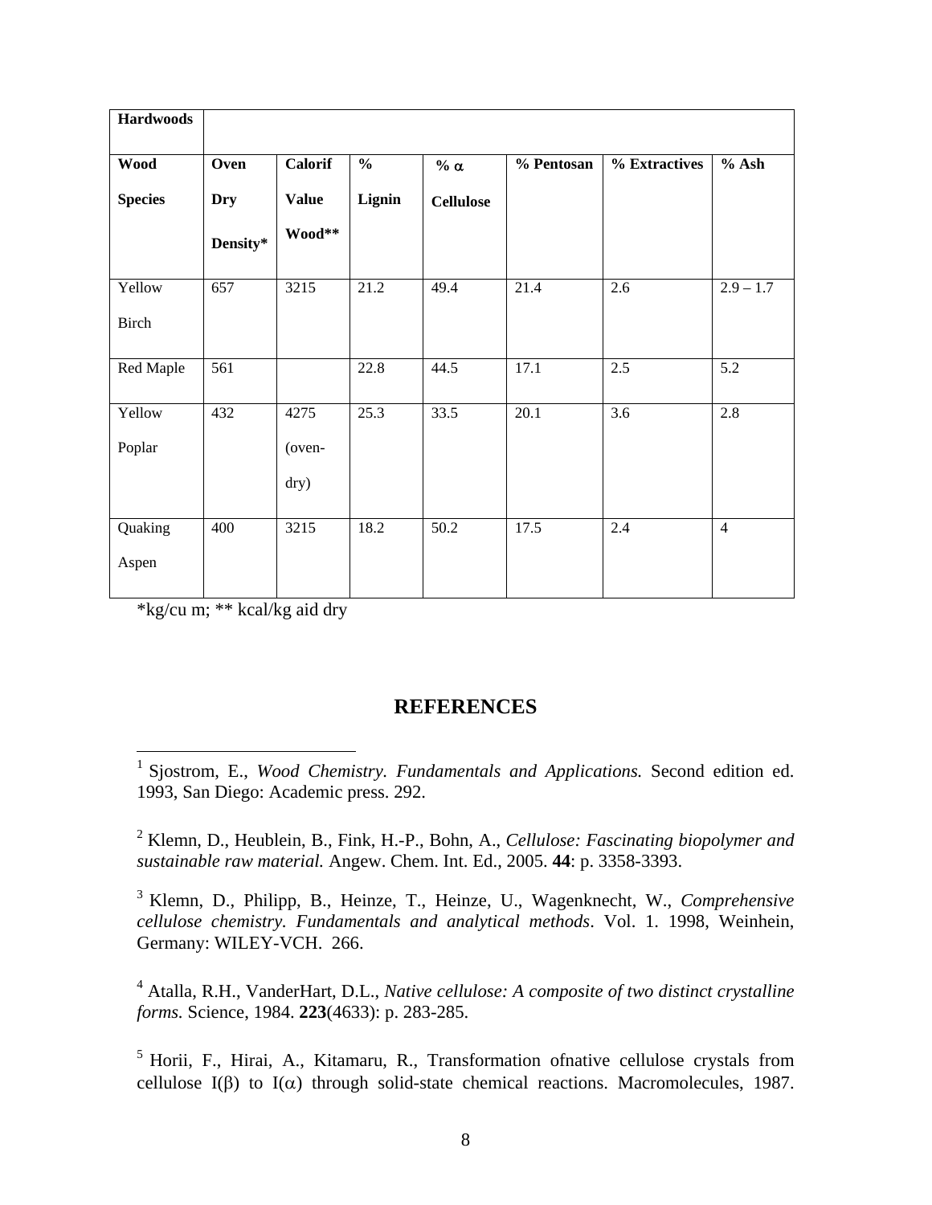| Hardwoods | | | | | | | |
|---|---|---|---|---|---|---|---|
| **Wood Species** | **Oven Dry Density*** | **Calorif Value Wood**** | **% Lignin** | **% α Cellulose** | **% Pentosan** | **% Extractives** | **% Ash** |
| Yellow Birch | 657 | 3215 | 21.2 | 49.4 | 21.4 | 2.6 | 2.9 – 1.7 |
| Red Maple | 561 | | 22.8 | 44.5 | 17.1 | 2.5 | 5.2 |
| Yellow Poplar | 432 | 4275 (oven-dry) | 25.3 | 33.5 | 20.1 | 3.6 | 2.8 |
| Quaking Aspen | 400 | 3215 | 18.2 | 50.2 | 17.5 | 2.4 | 4 |

*kg/cu m; ** kcal/kg aid dry

## REFERENCES

[1] Sjostrom, E., *Wood Chemistry. Fundamentals and Applications.* Second edition ed. 1993, San Diego: Academic press. 292.

[2] Klemn, D., Heublein, B., Fink, H.-P., Bohn, A., *Cellulose: Fascinating biopolymer and sustainable raw material.* Angew. Chem. Int. Ed., 2005. **44**: p. 3358-3393.

[3] Klemn, D., Philipp, B., Heinze, T., Heinze, U., Wagenknecht, W., *Comprehensive cellulose chemistry. Fundamentals and analytical methods*. Vol. 1. 1998, Weinhein, Germany: WILEY-VCH. 266.

[4] Atalla, R.H., VanderHart, D.L., *Native cellulose: A composite of two distinct crystalline forms.* Science, 1984. **223**(4633): p. 283-285.

[5] Horii, F., Hirai, A., Kitamaru, R., Transformation ofnative cellulose crystals from cellulose I(β) to I(α) through solid-state chemical reactions. Macromolecules, 1987.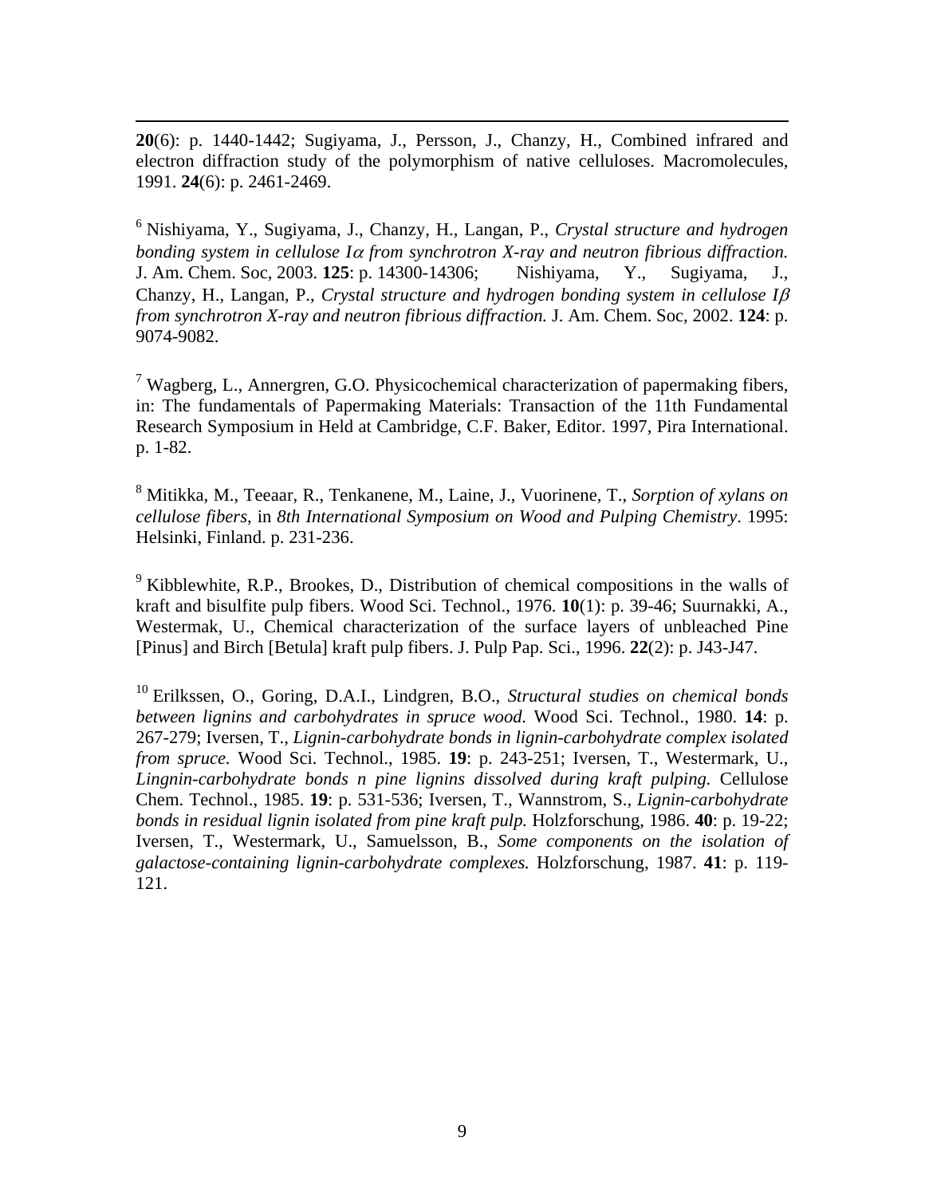**20**(6): p. 1440-1442; Sugiyama, J., Persson, J., Chanzy, H., Combined infrared and electron diffraction study of the polymorphism of native celluloses. Macromolecules, 1991. **24**(6): p. 2461-2469.

[6] Nishiyama, Y., Sugiyama, J., Chanzy, H., Langan, P., *Crystal structure and hydrogen bonding system in cellulose I$\alpha$ from synchrotron X-ray and neutron fibrious diffraction.* J. Am. Chem. Soc, 2003. **125**: p. 14300-14306; Nishiyama, Y., Sugiyama, J., Chanzy, H., Langan, P., *Crystal structure and hydrogen bonding system in cellulose I$\beta$ from synchrotron X-ray and neutron fibrious diffraction.* J. Am. Chem. Soc, 2002. **124**: p. 9074-9082.

[7] Wagberg, L., Annergren, G.O. Physicochemical characterization of papermaking fibers, in: The fundamentals of Papermaking Materials: Transaction of the 11th Fundamental Research Symposium in Held at Cambridge, C.F. Baker, Editor. 1997, Pira International. p. 1-82.

[8] Mitikka, M., Teeaar, R., Tenkanene, M., Laine, J., Vuorinene, T., *Sorption of xylans on cellulose fibers*, in *8th International Symposium on Wood and Pulping Chemistry*. 1995: Helsinki, Finland. p. 231-236.

[9] Kibblewhite, R.P., Brookes, D., Distribution of chemical compositions in the walls of kraft and bisulfite pulp fibers. Wood Sci. Technol., 1976. **10**(1): p. 39-46; Suurnakki, A., Westermak, U., Chemical characterization of the surface layers of unbleached Pine [Pinus] and Birch [Betula] kraft pulp fibers. J. Pulp Pap. Sci., 1996. **22**(2): p. J43-J47.

[10] Erilkssen, O., Goring, D.A.I., Lindgren, B.O., *Structural studies on chemical bonds between lignins and carbohydrates in spruce wood.* Wood Sci. Technol., 1980. **14**: p. 267-279; Iversen, T., *Lignin-carbohydrate bonds in lignin-carbohydrate complex isolated from spruce.* Wood Sci. Technol., 1985. **19**: p. 243-251; Iversen, T., Westermark, U., *Lingnin-carbohydrate bonds n pine lignins dissolved during kraft pulping.* Cellulose Chem. Technol., 1985. **19**: p. 531-536; Iversen, T., Wannstrom, S., *Lignin-carbohydrate bonds in residual lignin isolated from pine kraft pulp.* Holzforschung, 1986. **40**: p. 19-22; Iversen, T., Westermark, U., Samuelsson, B., *Some components on the isolation of galactose-containing lignin-carbohydrate complexes.* Holzforschung, 1987. **41**: p. 119-121.